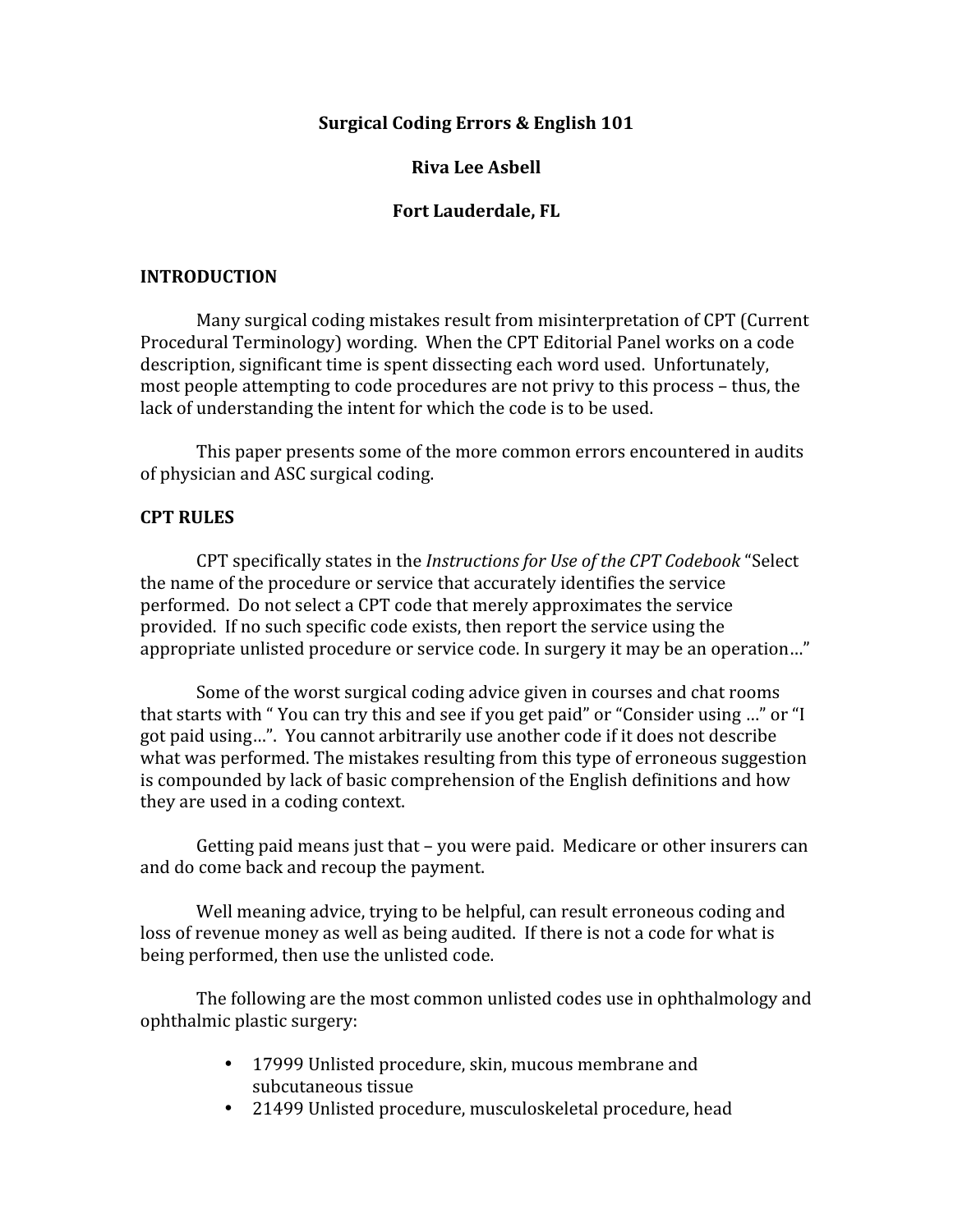# Surgical Coding Errors & English 101

**Riva Lee Asbell**

**Fort Lauderdale, FL**

## INTRODUCTION

Many surgical coding mistakes result from misinterpretation of CPT (Current Procedural Terminology) wording. When the CPT Editorial Panel works on a code description, significant time is spent dissecting each word used. Unfortunately, most people attempting to code procedures are not privy to this process – thus, the lack of understanding the intent for which the code is to be used.

This paper presents some of the more common errors encountered in audits of physician and ASC surgical coding.

## CPT RULES

CPT specifically states in the *Instructions for Use of the CPT Codebook* "Select the name of the procedure or service that accurately identifies the service performed. Do not select a CPT code that merely approximates the service provided. If no such specific code exists, then report the service using the appropriate unlisted procedure or service code. In surgery it may be an operation…"

Some of the worst surgical coding advice given in courses and chat rooms that starts with " You can try this and see if you get paid" or "Consider using …" or "I got paid using…". You cannot arbitrarily use another code if it does not describe what was performed. The mistakes resulting from this type of erroneous suggestion is compounded by lack of basic comprehension of the English definitions and how they are used in a coding context.

Getting paid means just that – you were paid. Medicare or other insurers can and do come back and recoup the payment.

Well meaning advice, trying to be helpful, can result erroneous coding and loss of revenue money as well as being audited. If there is not a code for what is being performed, then use the unlisted code.

The following are the most common unlisted codes use in ophthalmology and ophthalmic plastic surgery:

- 17999 Unlisted procedure, skin, mucous membrane and subcutaneous tissue
- 21499 Unlisted procedure, musculoskeletal procedure, head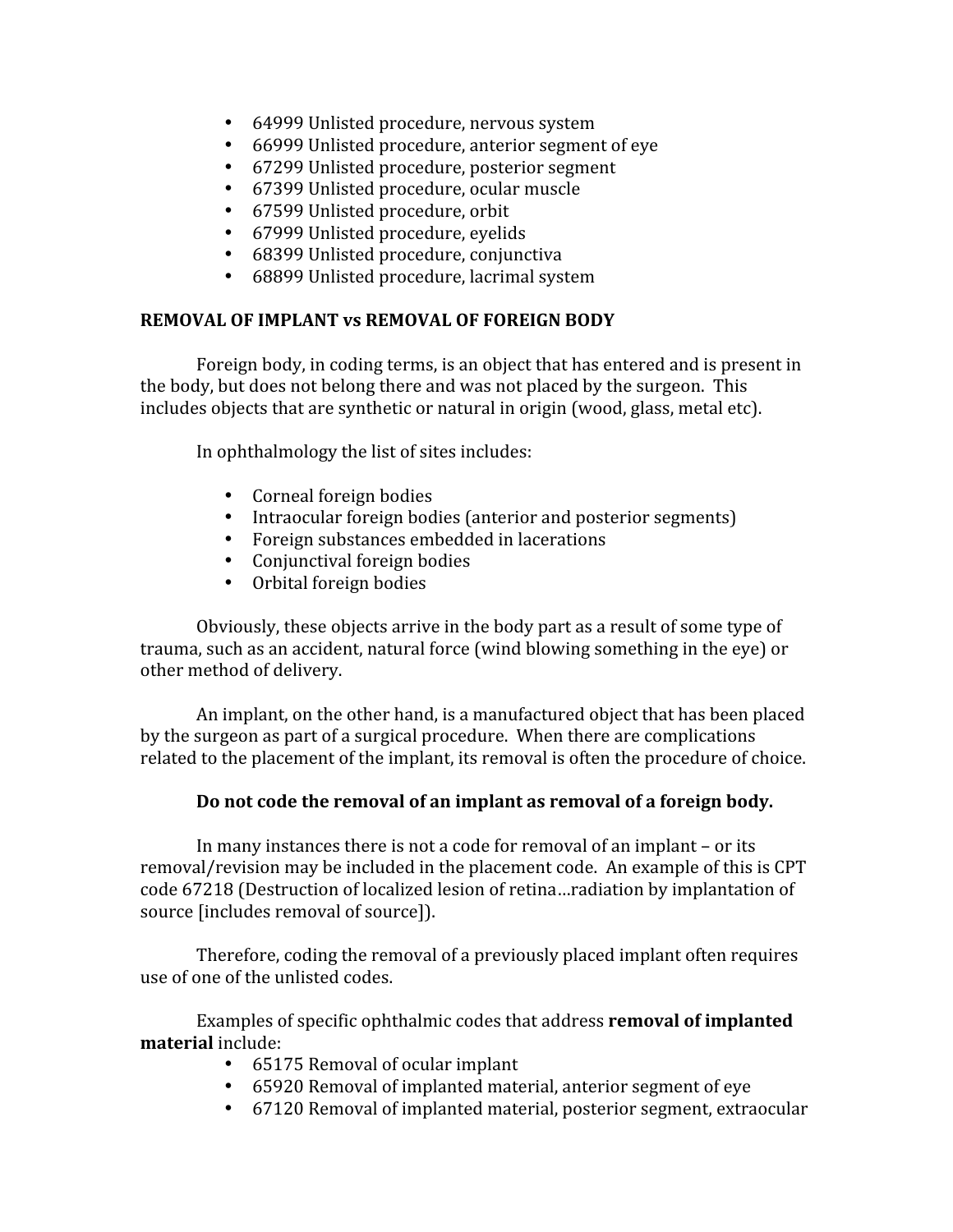- 64999 Unlisted procedure, nervous system
- 66999 Unlisted procedure, anterior segment of eye
- 67299 Unlisted procedure, posterior segment
- 67399 Unlisted procedure, ocular muscle
- 67599 Unlisted procedure, orbit
- 67999 Unlisted procedure, eyelids
- 68399 Unlisted procedure, conjunctiva
- 68899 Unlisted procedure, lacrimal system

**REMOVAL OF IMPLANT vs REMOVAL OF FOREIGN BODY**

Foreign body, in coding terms, is an object that has entered and is present in the body, but does not belong there and was not placed by the surgeon. This includes objects that are synthetic or natural in origin (wood, glass, metal etc).

In ophthalmology the list of sites includes:

- Corneal foreign bodies
- Intraocular foreign bodies (anterior and posterior segments)
- Foreign substances embedded in lacerations
- Conjunctival foreign bodies
- Orbital foreign bodies

Obviously, these objects arrive in the body part as a result of some type of trauma, such as an accident, natural force (wind blowing something in the eye) or other method of delivery.

An implant, on the other hand, is a manufactured object that has been placed by the surgeon as part of a surgical procedure. When there are complications related to the placement of the implant, its removal is often the procedure of choice.

**Do not code the removal of an implant as removal of a foreign body.**

In many instances there is not a code for removal of an implant – or its removal/revision may be included in the placement code. An example of this is CPT code 67218 (Destruction of localized lesion of retina…radiation by implantation of source [includes removal of source]).

Therefore, coding the removal of a previously placed implant often requires use of one of the unlisted codes.

Examples of specific ophthalmic codes that address **removal of implanted material** include:

- 65175 Removal of ocular implant
- 65920 Removal of implanted material, anterior segment of eye
- 67120 Removal of implanted material, posterior segment, extraocular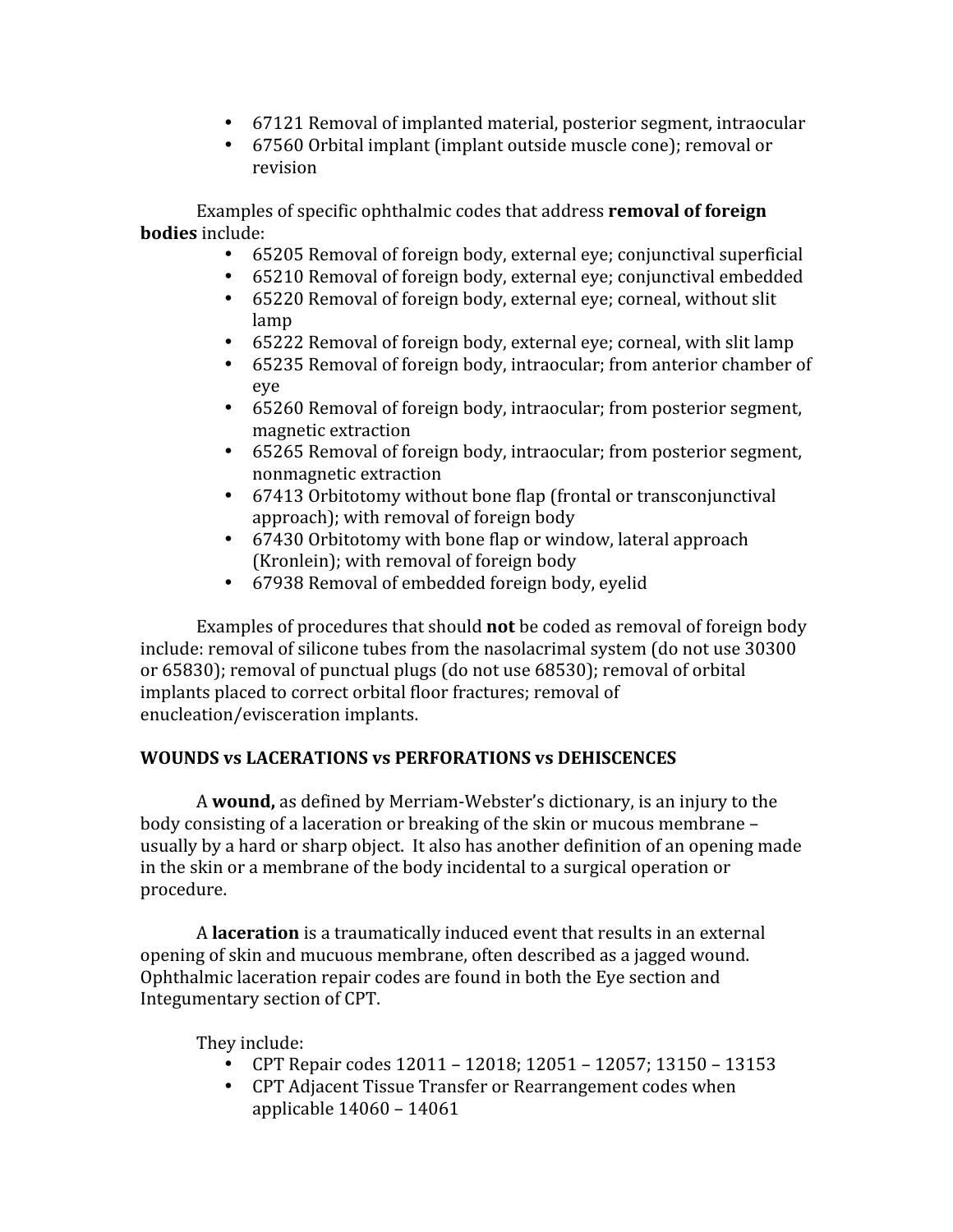- 67121 Removal of implanted material, posterior segment, intraocular
- 67560 Orbital implant (implant outside muscle cone); removal or revision

Examples of specific ophthalmic codes that address **removal of foreign bodies** include:

- 65205 Removal of foreign body, external eye; conjunctival superficial
- 65210 Removal of foreign body, external eye; conjunctival embedded
- 65220 Removal of foreign body, external eye; corneal, without slit lamp
- 65222 Removal of foreign body, external eye; corneal, with slit lamp
- 65235 Removal of foreign body, intraocular; from anterior chamber of eye
- 65260 Removal of foreign body, intraocular; from posterior segment, magnetic extraction
- 65265 Removal of foreign body, intraocular; from posterior segment, nonmagnetic extraction
- 67413 Orbitotomy without bone flap (frontal or transconjunctival approach); with removal of foreign body
- 67430 Orbitotomy with bone flap or window, lateral approach (Kronlein); with removal of foreign body
- 67938 Removal of embedded foreign body, eyelid

Examples of procedures that should **not** be coded as removal of foreign body include: removal of silicone tubes from the nasolacrimal system (do not use 30300 or 65830); removal of punctual plugs (do not use 68530); removal of orbital implants placed to correct orbital floor fractures; removal of enucleation/evisceration implants.

**WOUNDS vs LACERATIONS vs PERFORATIONS vs DEHISCENCES**

A **wound,** as defined by Merriam-Webster's dictionary, is an injury to the body consisting of a laceration or breaking of the skin or mucous membrane – usually by a hard or sharp object. It also has another definition of an opening made in the skin or a membrane of the body incidental to a surgical operation or procedure.

A **laceration** is a traumatically induced event that results in an external opening of skin and mucuous membrane, often described as a jagged wound. Ophthalmic laceration repair codes are found in both the Eye section and Integumentary section of CPT.

They include:

- CPT Repair codes 12011 – 12018; 12051 – 12057; 13150 – 13153
- CPT Adjacent Tissue Transfer or Rearrangement codes when applicable 14060 – 14061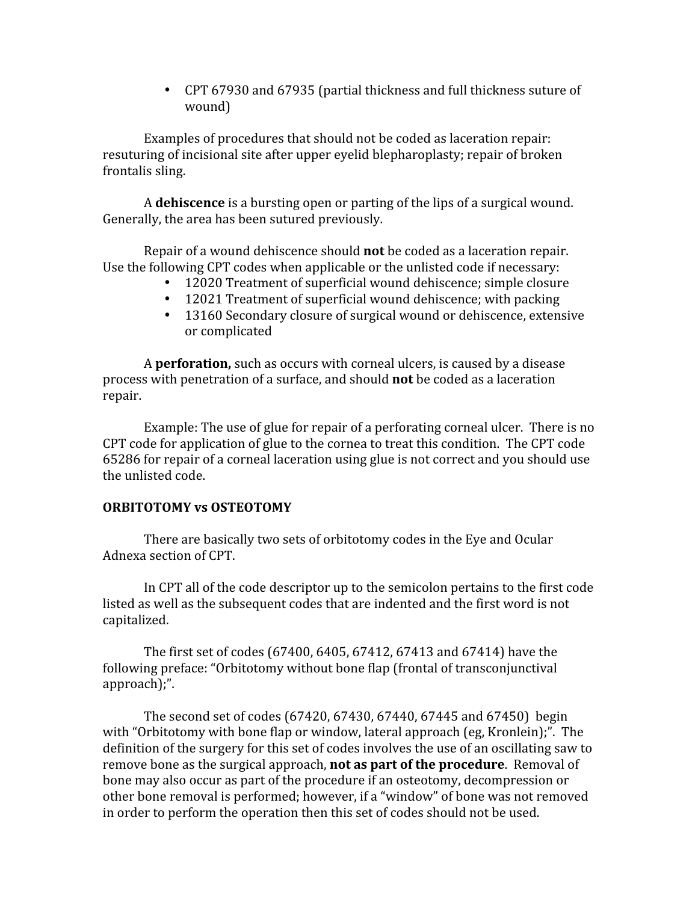- CPT 67930 and 67935 (partial thickness and full thickness suture of wound)

Examples of procedures that should not be coded as laceration repair: resuturing of incisional site after upper eyelid blepharoplasty; repair of broken frontalis sling.

A **dehiscence** is a bursting open or parting of the lips of a surgical wound. Generally, the area has been sutured previously.

Repair of a wound dehiscence should **not** be coded as a laceration repair. Use the following CPT codes when applicable or the unlisted code if necessary:

- 12020 Treatment of superficial wound dehiscence; simple closure
- 12021 Treatment of superficial wound dehiscence; with packing
- 13160 Secondary closure of surgical wound or dehiscence, extensive or complicated

A **perforation,** such as occurs with corneal ulcers, is caused by a disease process with penetration of a surface, and should **not** be coded as a laceration repair.

Example: The use of glue for repair of a perforating corneal ulcer. There is no CPT code for application of glue to the cornea to treat this condition. The CPT code 65286 for repair of a corneal laceration using glue is not correct and you should use the unlisted code.

**ORBITOTOMY vs OSTEOTOMY**

There are basically two sets of orbitotomy codes in the Eye and Ocular Adnexa section of CPT.

In CPT all of the code descriptor up to the semicolon pertains to the first code listed as well as the subsequent codes that are indented and the first word is not capitalized.

The first set of codes (67400, 6405, 67412, 67413 and 67414) have the following preface: "Orbitotomy without bone flap (frontal of transconjunctival approach);".

The second set of codes (67420, 67430, 67440, 67445 and 67450) begin with "Orbitotomy with bone flap or window, lateral approach (eg, Kronlein);". The definition of the surgery for this set of codes involves the use of an oscillating saw to remove bone as the surgical approach, **not as part of the procedure**. Removal of bone may also occur as part of the procedure if an osteotomy, decompression or other bone removal is performed; however, if a "window" of bone was not removed in order to perform the operation then this set of codes should not be used.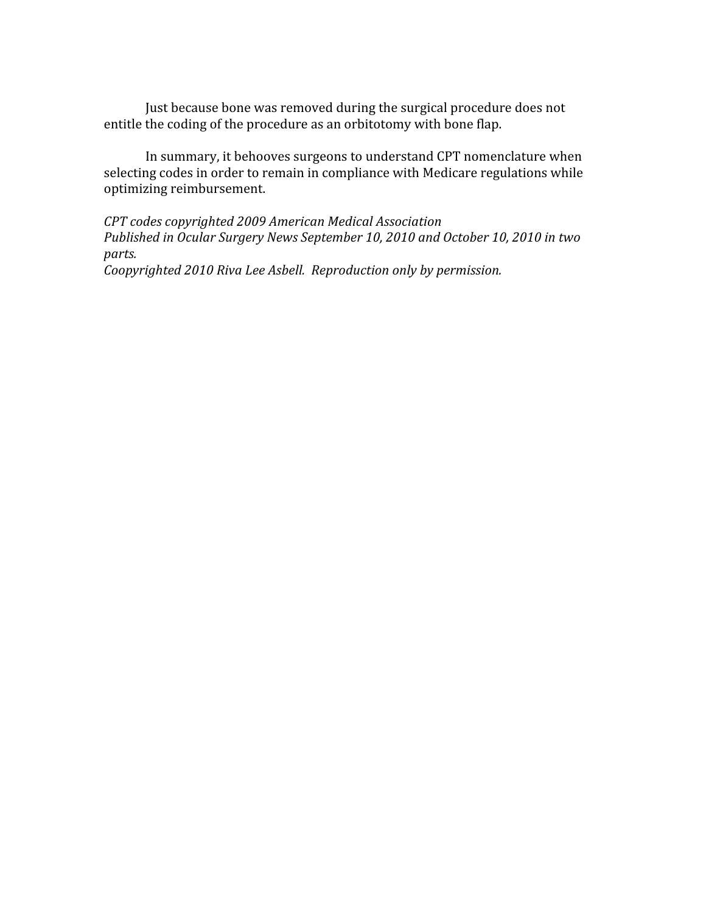Just because bone was removed during the surgical procedure does not entitle the coding of the procedure as an orbitotomy with bone flap.

In summary, it behooves surgeons to understand CPT nomenclature when selecting codes in order to remain in compliance with Medicare regulations while optimizing reimbursement.

*CPT codes copyrighted 2009 American Medical Association*
*Published in Ocular Surgery News September 10, 2010 and October 10, 2010 in two parts.*
*Coopyrighted 2010 Riva Lee Asbell. Reproduction only by permission.*